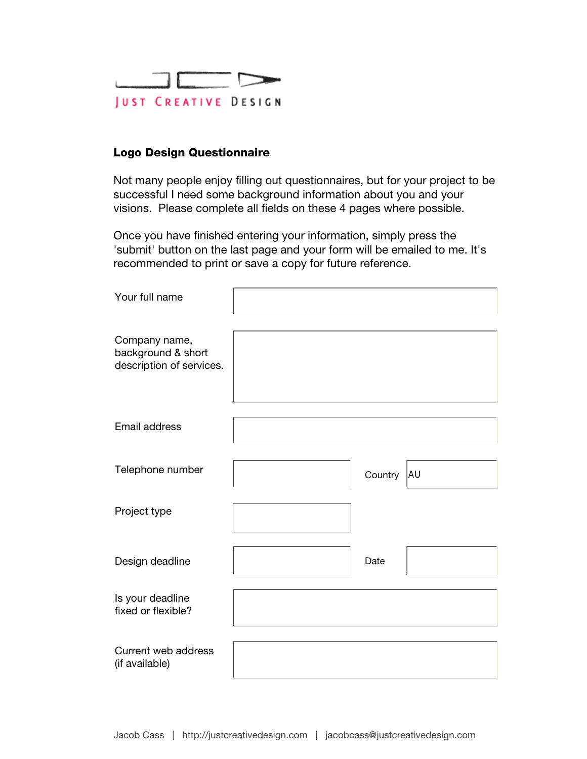JUST CREATIVE DESIGN

**Logo Design Questionnaire**

Not many people enjoy filling out questionnaires, but for your project to be successful I need some background information about you and your visions. Please complete all fields on these 4 pages where possible.

Once you have finished entering your information, simply press the 'submit' button on the last page and your form will be emailed to me. It's recommended to print or save a copy for future reference.

| | | | |
|---|---|---|---|
| Your full name | | | |
| Company name, background & short description of services. | | | |
| Email address | | | |
| Telephone number | | Country | AU |
| Project type | | | |
| Design deadline | | Date | |
| Is your deadline fixed or flexible? | | | |
| Current web address (if available) | | | |

Jacob Cass | http://justcreativedesign.com | jacobcass@justcreativedesign.com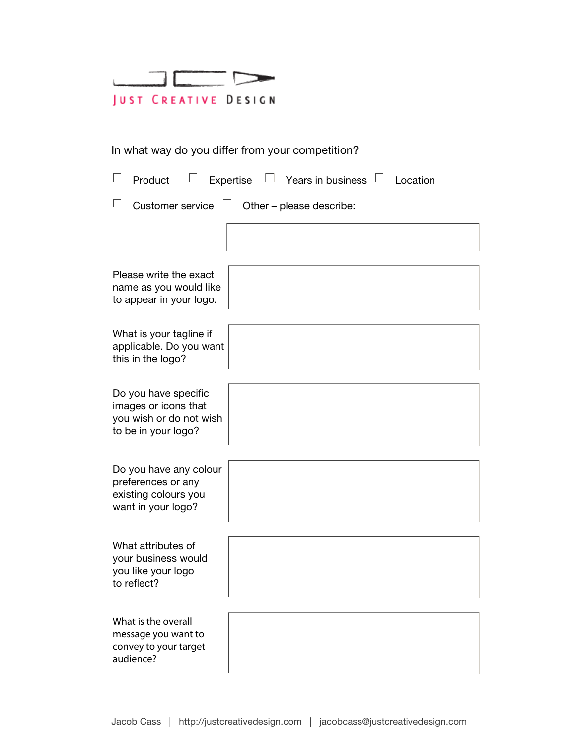JUST CREATIVE DESIGN

In what way do you differ from your competition?

- [ ] Product
- [ ] Expertise
- [ ] Years in business
- [ ] Location
- [ ] Customer service
- [ ] Other – please describe:

| | |
|---|---|
| Please write the exact name as you would like to appear in your logo. | |
| What is your tagline if applicable. Do you want this in the logo? | |
| Do you have specific images or icons that you wish or do not wish to be in your logo? | |
| Do you have any colour preferences or any existing colours you want in your logo? | |
| What attributes of your business would you like your logo to reflect? | |
| What is the overall message you want to convey to your target audience? | |

Jacob Cass | http://justcreativedesign.com | jacobcass@justcreativedesign.com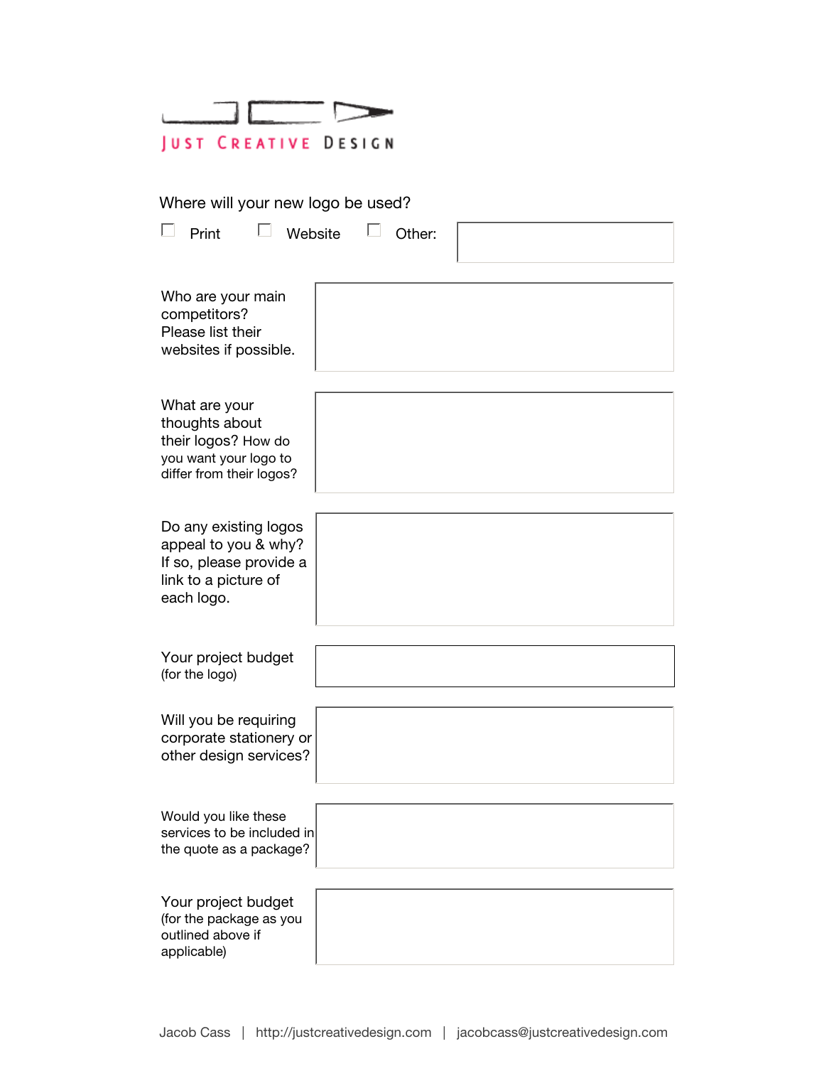JUST CREATIVE DESIGN

Where will your new logo be used?

☐ Print ☐ Website ☐ Other:

| | |
|---|---|
| Who are your main competitors? Please list their websites if possible. | |
| What are your thoughts about their logos? How do you want your logo to differ from their logos? | |
| Do any existing logos appeal to you & why? If so, please provide a link to a picture of each logo. | |
| Your project budget (for the logo) | |
| Will you be requiring corporate stationery or other design services? | |
| Would you like these services to be included in the quote as a package? | |
| Your project budget (for the package as you outlined above if applicable) | |

Jacob Cass | http://justcreativedesign.com | jacobcass@justcreativedesign.com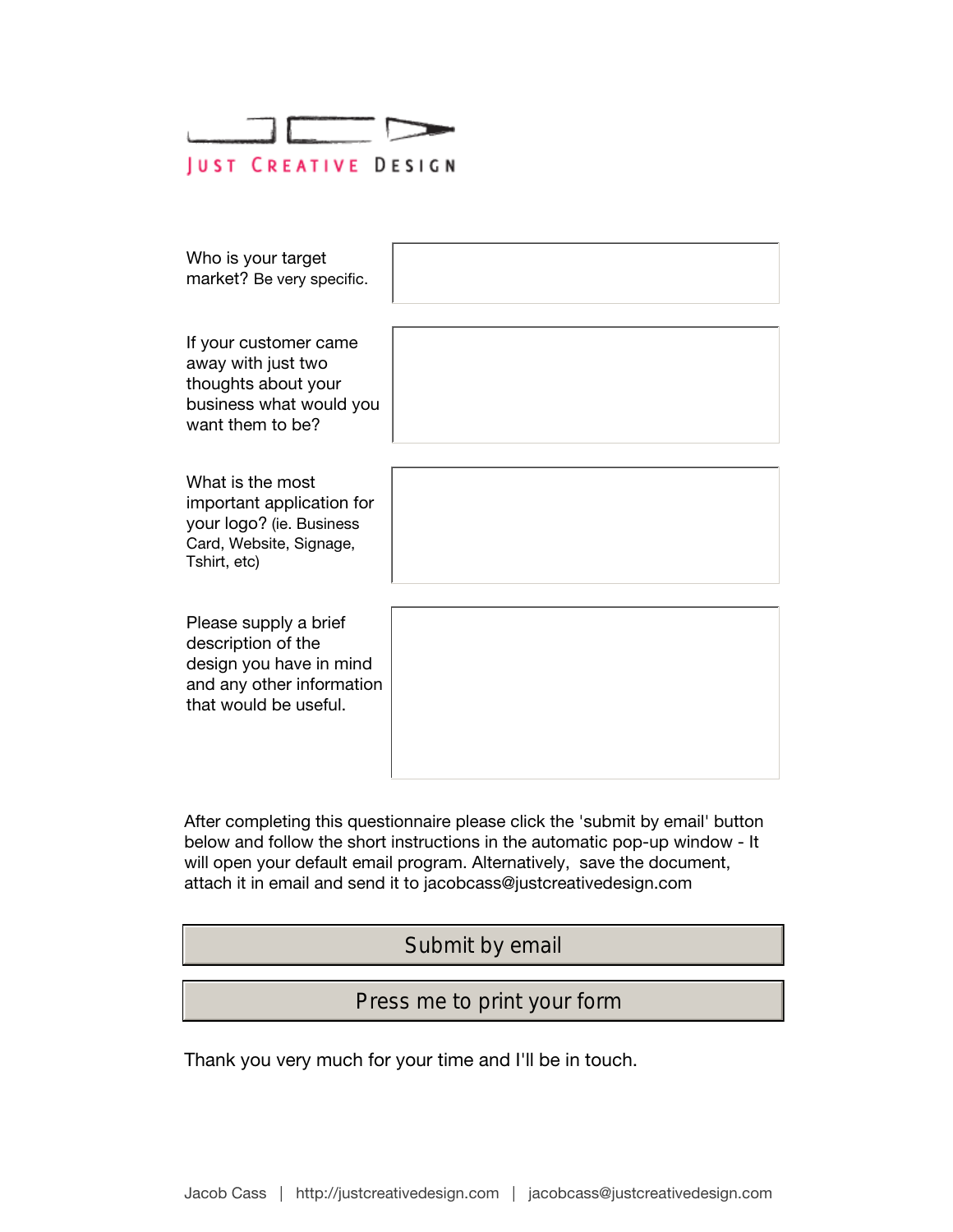JUST CREATIVE DESIGN

| | |
|---|---|
| Who is your target market? Be very specific. | |
| If your customer came away with just two thoughts about your business what would you want them to be? | |
| What is the most important application for your logo? (ie. Business Card, Website, Signage, Tshirt, etc) | |
| Please supply a brief description of the design you have in mind and any other information that would be useful. | |

After completing this questionnaire please click the 'submit by email' button below and follow the short instructions in the automatic pop-up window - It will open your default email program. Alternatively, save the document, attach it in email and send it to jacobcass@justcreativedesign.com

Submit by email

Press me to print your form

Thank you very much for your time and I'll be in touch.

Jacob Cass | http://justcreativedesign.com | jacobcass@justcreativedesign.com